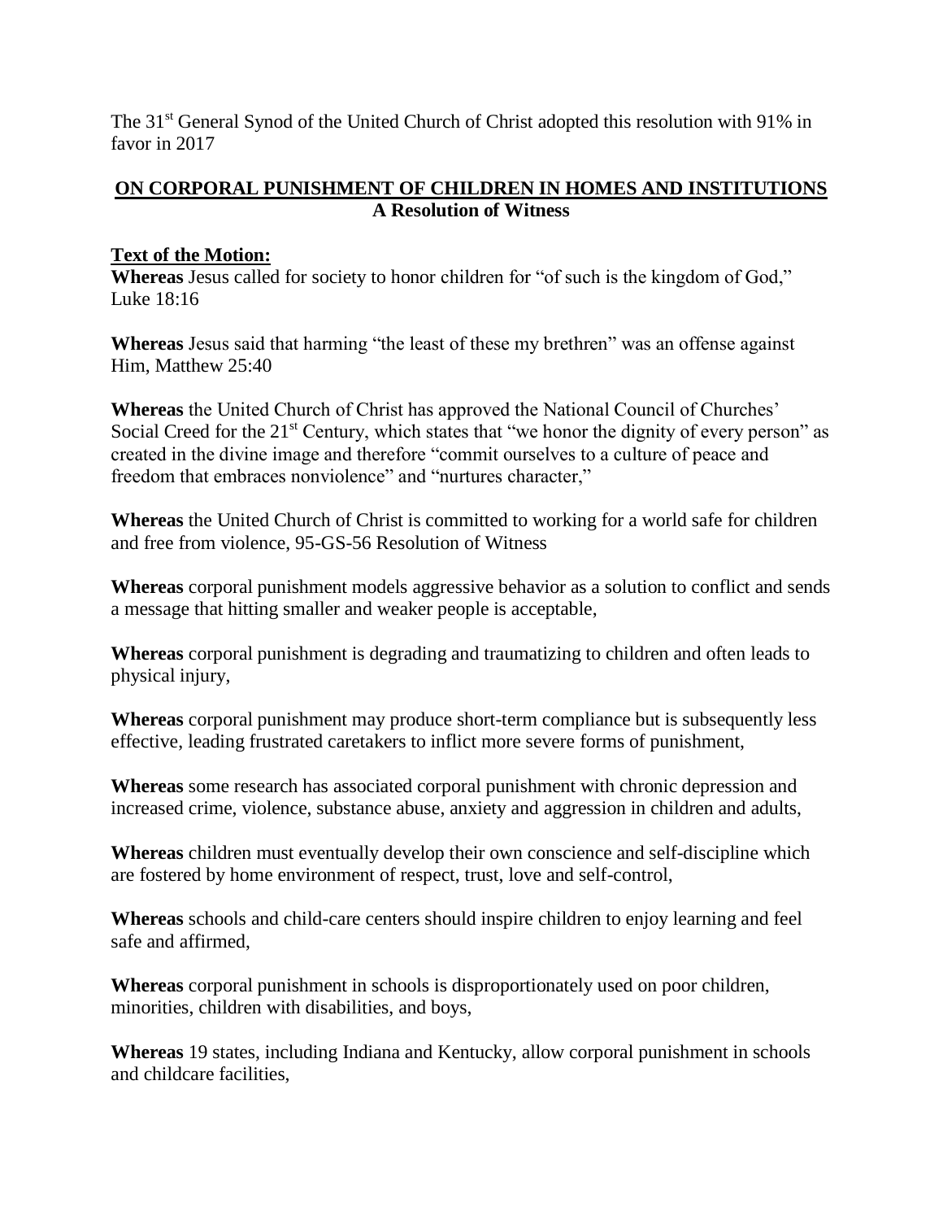The 31st General Synod of the United Church of Christ adopted this resolution with 91% in favor in 2017

## ON CORPORAL PUNISHMENT OF CHILDREN IN HOMES AND INSTITUTIONS

### A Resolution of Witness

**Text of the Motion:**

**Whereas** Jesus called for society to honor children for "of such is the kingdom of God," Luke 18:16

**Whereas** Jesus said that harming "the least of these my brethren" was an offense against Him, Matthew 25:40

**Whereas** the United Church of Christ has approved the National Council of Churches' Social Creed for the 21st Century, which states that "we honor the dignity of every person" as created in the divine image and therefore "commit ourselves to a culture of peace and freedom that embraces nonviolence" and "nurtures character,"

**Whereas** the United Church of Christ is committed to working for a world safe for children and free from violence, 95-GS-56 Resolution of Witness

**Whereas** corporal punishment models aggressive behavior as a solution to conflict and sends a message that hitting smaller and weaker people is acceptable,

**Whereas** corporal punishment is degrading and traumatizing to children and often leads to physical injury,

**Whereas** corporal punishment may produce short-term compliance but is subsequently less effective, leading frustrated caretakers to inflict more severe forms of punishment,

**Whereas** some research has associated corporal punishment with chronic depression and increased crime, violence, substance abuse, anxiety and aggression in children and adults,

**Whereas** children must eventually develop their own conscience and self-discipline which are fostered by home environment of respect, trust, love and self-control,

**Whereas** schools and child-care centers should inspire children to enjoy learning and feel safe and affirmed,

**Whereas** corporal punishment in schools is disproportionately used on poor children, minorities, children with disabilities, and boys,

**Whereas** 19 states, including Indiana and Kentucky, allow corporal punishment in schools and childcare facilities,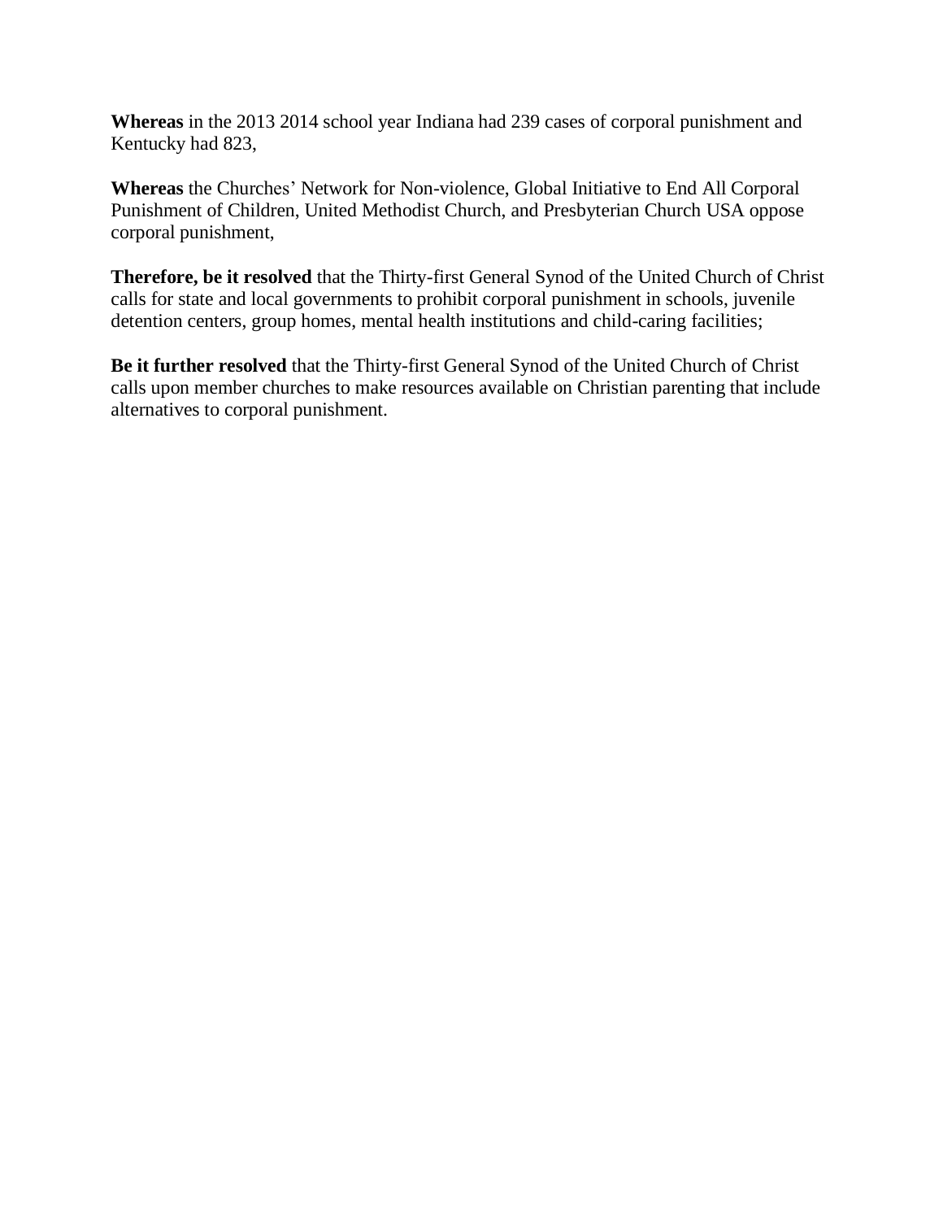**Whereas** in the 2013 2014 school year Indiana had 239 cases of corporal punishment and Kentucky had 823,

**Whereas** the Churches' Network for Non-violence, Global Initiative to End All Corporal Punishment of Children, United Methodist Church, and Presbyterian Church USA oppose corporal punishment,

**Therefore, be it resolved** that the Thirty-first General Synod of the United Church of Christ calls for state and local governments to prohibit corporal punishment in schools, juvenile detention centers, group homes, mental health institutions and child-caring facilities;

**Be it further resolved** that the Thirty-first General Synod of the United Church of Christ calls upon member churches to make resources available on Christian parenting that include alternatives to corporal punishment.